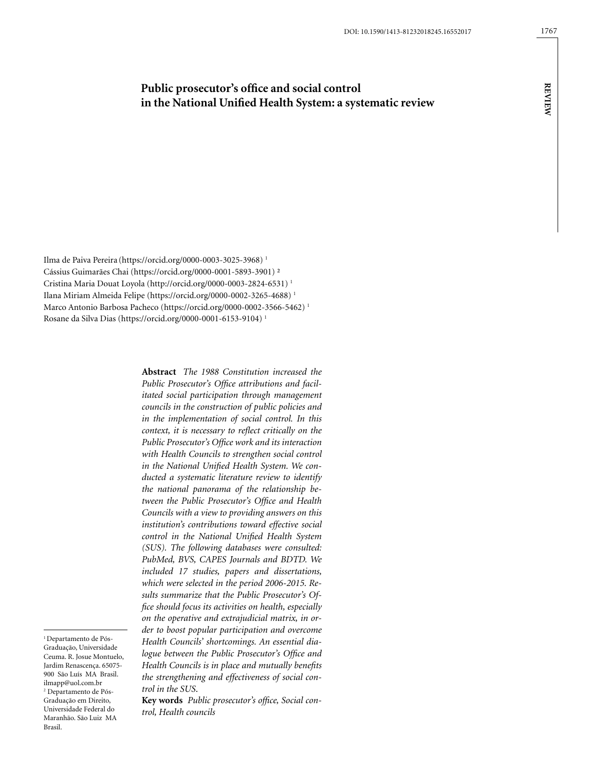# Public prosecutor's office and social control in the National Unified Health System: a systematic review

Ilma de Paiva Pereira (https://orcid.org/0000-0003-3025-3968) [1]
Cássius Guimarães Chai (https://orcid.org/0000-0001-5893-3901) [2]
Cristina Maria Douat Loyola (http://orcid.org/0000-0003-2824-6531) [1]
Ilana Miriam Almeida Felipe (https://orcid.org/0000-0002-3265-4688) [1]
Marco Antonio Barbosa Pacheco (https://orcid.org/0000-0002-3566-5462) [1]
Rosane da Silva Dias (https://orcid.org/0000-0001-6153-9104) [1]

**Abstract** *The 1988 Constitution increased the Public Prosecutor's Office attributions and facilitated social participation through management councils in the construction of public policies and in the implementation of social control. In this context, it is necessary to reflect critically on the Public Prosecutor's Office work and its interaction with Health Councils to strengthen social control in the National Unified Health System. We conducted a systematic literature review to identify the national panorama of the relationship between the Public Prosecutor's Office and Health Councils with a view to providing answers on this institution's contributions toward effective social control in the National Unified Health System (SUS). The following databases were consulted: PubMed, BVS, CAPES Journals and BDTD. We included 17 studies, papers and dissertations, which were selected in the period 2006-2015. Results summarize that the Public Prosecutor's Office should focus its activities on health, especially on the operative and extrajudicial matrix, in order to boost popular participation and overcome Health Councils' shortcomings. An essential dialogue between the Public Prosecutor's Office and Health Councils is in place and mutually benefits the strengthening and effectiveness of social control in the SUS.*

**Key words** *Public prosecutor's office, Social control, Health councils*

[1] Departamento de Pós-Graduação, Universidade Ceuma. R. Josue Montuelo, Jardim Renascença. 65075-900 São Luís MA Brasil. ilmapp@uol.com.br
[2] Departamento de Pós-Graduação em Direito, Universidade Federal do Maranhão. São Luiz MA Brasil.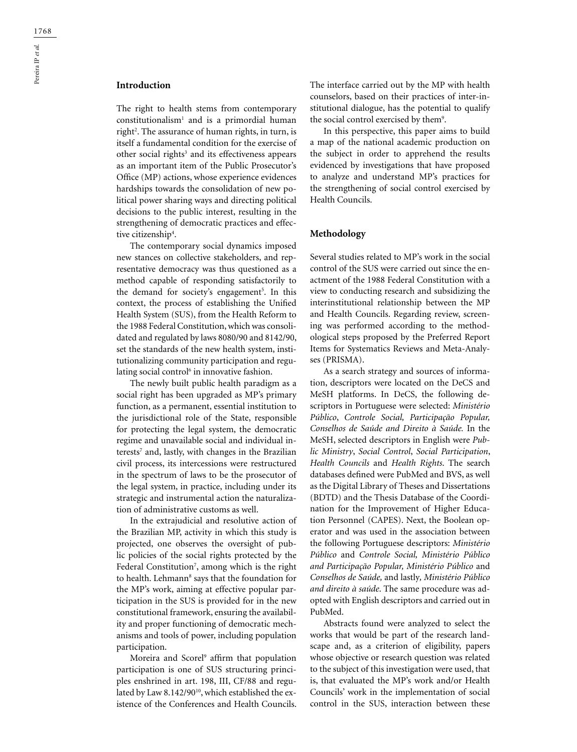## Introduction

The right to health stems from contemporary constitutionalism[1] and is a primordial human right[2]. The assurance of human rights, in turn, is itself a fundamental condition for the exercise of other social rights[3] and its effectiveness appears as an important item of the Public Prosecutor's Office (MP) actions, whose experience evidences hardships towards the consolidation of new political power sharing ways and directing political decisions to the public interest, resulting in the strengthening of democratic practices and effective citizenship[4].

The contemporary social dynamics imposed new stances on collective stakeholders, and representative democracy was thus questioned as a method capable of responding satisfactorily to the demand for society's engagement[5]. In this context, the process of establishing the Unified Health System (SUS), from the Health Reform to the 1988 Federal Constitution, which was consolidated and regulated by laws 8080/90 and 8142/90, set the standards of the new health system, institutionalizing community participation and regulating social control[6] in innovative fashion.

The newly built public health paradigm as a social right has been upgraded as MP's primary function, as a permanent, essential institution to the jurisdictional role of the State, responsible for protecting the legal system, the democratic regime and unavailable social and individual interests[7] and, lastly, with changes in the Brazilian civil process, its intercessions were restructured in the spectrum of laws to be the prosecutor of the legal system, in practice, including under its strategic and instrumental action the naturalization of administrative customs as well.

In the extrajudicial and resolutive action of the Brazilian MP, activity in which this study is projected, one observes the oversight of public policies of the social rights protected by the Federal Constitution[7], among which is the right to health. Lehmann[8] says that the foundation for the MP's work, aiming at effective popular participation in the SUS is provided for in the new constitutional framework, ensuring the availability and proper functioning of democratic mechanisms and tools of power, including population participation.

Moreira and Scorel[9] affirm that population participation is one of SUS structuring principles enshrined in art. 198, III, CF/88 and regulated by Law 8.142/90[10], which established the existence of the Conferences and Health Councils. The interface carried out by the MP with health counselors, based on their practices of inter-institutional dialogue, has the potential to qualify the social control exercised by them[9].

In this perspective, this paper aims to build a map of the national academic production on the subject in order to apprehend the results evidenced by investigations that have proposed to analyze and understand MP's practices for the strengthening of social control exercised by Health Councils.

## Methodology

Several studies related to MP's work in the social control of the SUS were carried out since the enactment of the 1988 Federal Constitution with a view to conducting research and subsidizing the interinstitutional relationship between the MP and Health Councils. Regarding review, screening was performed according to the methodological steps proposed by the Preferred Report Items for Systematics Reviews and Meta-Analyses (PRISMA).

As a search strategy and sources of information, descriptors were located on the DeCS and MeSH platforms. In DeCS, the following descriptors in Portuguese were selected: *Ministério Público*, *Controle Social, Participação Popular, Conselhos de Saúde and Direito à Saúde.* In the MeSH, selected descriptors in English were *Public Ministry*, *Social Control*, *Social Participation*, *Health Councils* and *Health Rights*. The search databases defined were PubMed and BVS, as well as the Digital Library of Theses and Dissertations (BDTD) and the Thesis Database of the Coordination for the Improvement of Higher Education Personnel (CAPES). Next, the Boolean operator and was used in the association between the following Portuguese descriptors: *Ministério Público* and *Controle Social, Ministério Público and Participação Popular, Ministério Público* and *Conselhos de Saúde,* and lastly, *Ministério Público and direito à saúde*. The same procedure was adopted with English descriptors and carried out in PubMed.

Abstracts found were analyzed to select the works that would be part of the research landscape and, as a criterion of eligibility, papers whose objective or research question was related to the subject of this investigation were used, that is, that evaluated the MP's work and/or Health Councils' work in the implementation of social control in the SUS, interaction between these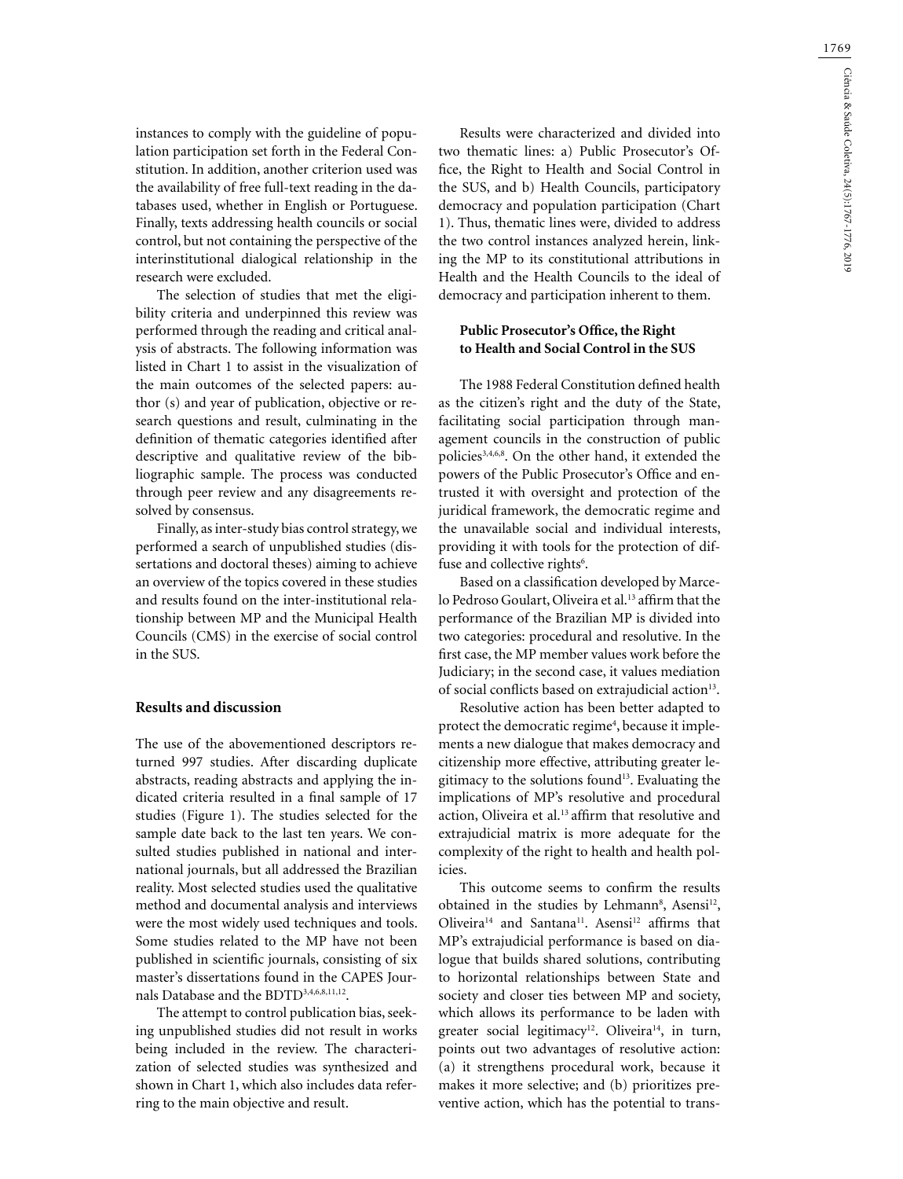instances to comply with the guideline of population participation set forth in the Federal Constitution. In addition, another criterion used was the availability of free full-text reading in the databases used, whether in English or Portuguese. Finally, texts addressing health councils or social control, but not containing the perspective of the interinstitutional dialogical relationship in the research were excluded.

The selection of studies that met the eligibility criteria and underpinned this review was performed through the reading and critical analysis of abstracts. The following information was listed in Chart 1 to assist in the visualization of the main outcomes of the selected papers: author (s) and year of publication, objective or research questions and result, culminating in the definition of thematic categories identified after descriptive and qualitative review of the bibliographic sample. The process was conducted through peer review and any disagreements resolved by consensus.

Finally, as inter-study bias control strategy, we performed a search of unpublished studies (dissertations and doctoral theses) aiming to achieve an overview of the topics covered in these studies and results found on the inter-institutional relationship between MP and the Municipal Health Councils (CMS) in the exercise of social control in the SUS.

## Results and discussion

The use of the abovementioned descriptors returned 997 studies. After discarding duplicate abstracts, reading abstracts and applying the indicated criteria resulted in a final sample of 17 studies (Figure 1). The studies selected for the sample date back to the last ten years. We consulted studies published in national and international journals, but all addressed the Brazilian reality. Most selected studies used the qualitative method and documental analysis and interviews were the most widely used techniques and tools. Some studies related to the MP have not been published in scientific journals, consisting of six master's dissertations found in the CAPES Journals Database and the BDTD[3,4,6,8,11,12].

The attempt to control publication bias, seeking unpublished studies did not result in works being included in the review. The characterization of selected studies was synthesized and shown in Chart 1, which also includes data referring to the main objective and result.

Results were characterized and divided into two thematic lines: a) Public Prosecutor's Office, the Right to Health and Social Control in the SUS, and b) Health Councils, participatory democracy and population participation (Chart 1). Thus, thematic lines were, divided to address the two control instances analyzed herein, linking the MP to its constitutional attributions in Health and the Health Councils to the ideal of democracy and participation inherent to them.

### Public Prosecutor's Office, the Right to Health and Social Control in the SUS

The 1988 Federal Constitution defined health as the citizen's right and the duty of the State, facilitating social participation through management councils in the construction of public policies[3,4,6,8]. On the other hand, it extended the powers of the Public Prosecutor's Office and entrusted it with oversight and protection of the juridical framework, the democratic regime and the unavailable social and individual interests, providing it with tools for the protection of diffuse and collective rights[6].

Based on a classification developed by Marcelo Pedroso Goulart, Oliveira et al.[13] affirm that the performance of the Brazilian MP is divided into two categories: procedural and resolutive. In the first case, the MP member values work before the Judiciary; in the second case, it values mediation of social conflicts based on extrajudicial action[13].

Resolutive action has been better adapted to protect the democratic regime[4], because it implements a new dialogue that makes democracy and citizenship more effective, attributing greater legitimacy to the solutions found[13]. Evaluating the implications of MP's resolutive and procedural action, Oliveira et al.[13] affirm that resolutive and extrajudicial matrix is more adequate for the complexity of the right to health and health policies.

This outcome seems to confirm the results obtained in the studies by Lehmann[8], Asensi[12], Oliveira[14] and Santana[11]. Asensi[12] affirms that MP's extrajudicial performance is based on dialogue that builds shared solutions, contributing to horizontal relationships between State and society and closer ties between MP and society, which allows its performance to be laden with greater social legitimacy[12]. Oliveira[14], in turn, points out two advantages of resolutive action: (a) it strengthens procedural work, because it makes it more selective; and (b) prioritizes preventive action, which has the potential to trans-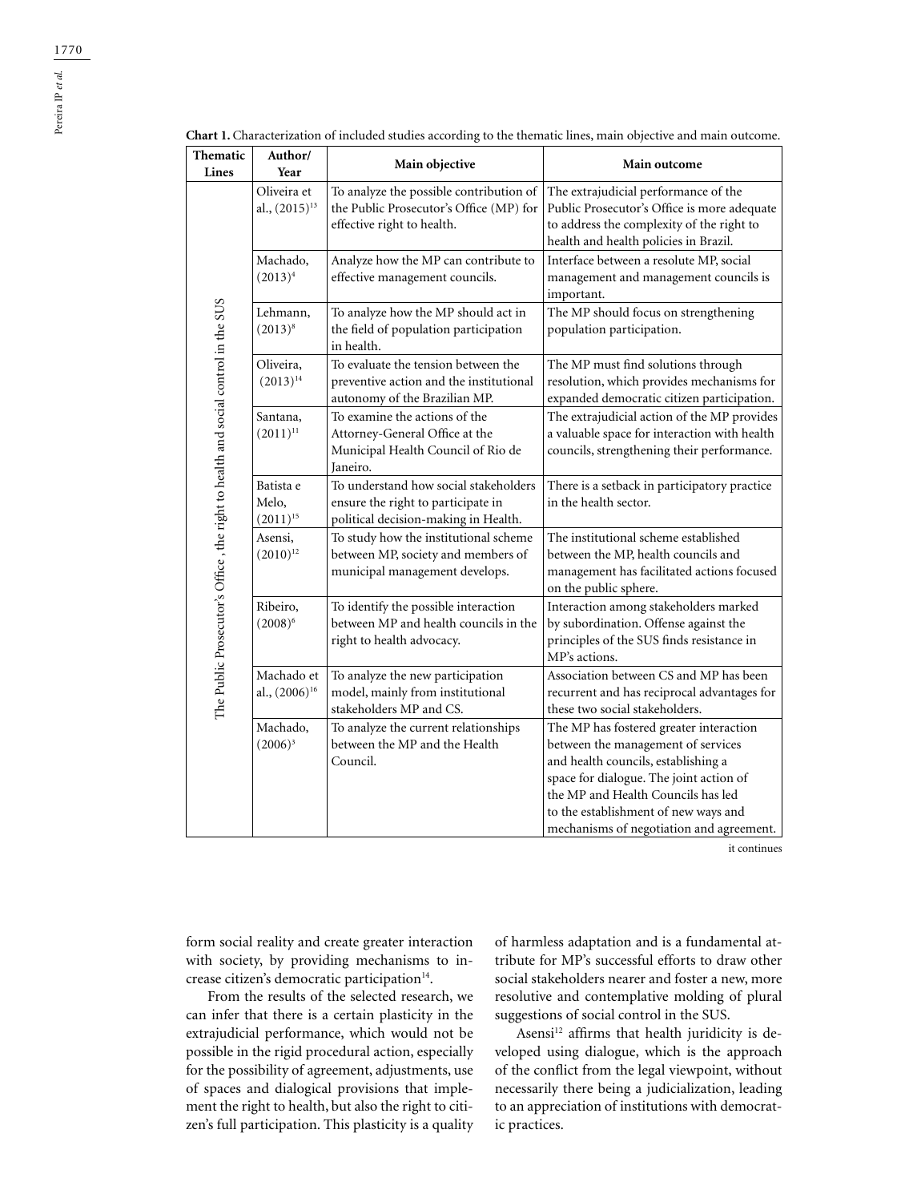**Chart 1.** Characterization of included studies according to the thematic lines, main objective and main outcome.

| Thematic Lines | Author/ Year | Main objective | Main outcome |
|---|---|---|---|
| The Public Prosecutor's Office , the right to health and social control in the SUS | Oliveira et al., (2015)[13] | To analyze the possible contribution of the Public Prosecutor's Office (MP) for effective right to health. | The extrajudicial performance of the Public Prosecutor's Office is more adequate to address the complexity of the right to health and health policies in Brazil. |
| | Machado, (2013)[4] | Analyze how the MP can contribute to effective management councils. | Interface between a resolute MP, social management and management councils is important. |
| | Lehmann, (2013)[8] | To analyze how the MP should act in the field of population participation in health. | The MP should focus on strengthening population participation. |
| | Oliveira, (2013)[14] | To evaluate the tension between the preventive action and the institutional autonomy of the Brazilian MP. | The MP must find solutions through resolution, which provides mechanisms for expanded democratic citizen participation. |
| | Santana, (2011)[11] | To examine the actions of the Attorney-General Office at the Municipal Health Council of Rio de Janeiro. | The extrajudicial action of the MP provides a valuable space for interaction with health councils, strengthening their performance. |
| | Batista e Melo, (2011)[15] | To understand how social stakeholders ensure the right to participate in political decision-making in Health. | There is a setback in participatory practice in the health sector. |
| | Asensi, (2010)[12] | To study how the institutional scheme between MP, society and members of municipal management develops. | The institutional scheme established between the MP, health councils and management has facilitated actions focused on the public sphere. |
| | Ribeiro, (2008)[6] | To identify the possible interaction between MP and health councils in the right to health advocacy. | Interaction among stakeholders marked by subordination. Offense against the principles of the SUS finds resistance in MP's actions. |
| | Machado et al., (2006)[16] | To analyze the new participation model, mainly from institutional stakeholders MP and CS. | Association between CS and MP has been recurrent and has reciprocal advantages for these two social stakeholders. |
| | Machado, (2006)[3] | To analyze the current relationships between the MP and the Health Council. | The MP has fostered greater interaction between the management of services and health councils, establishing a space for dialogue. The joint action of the MP and Health Councils has led to the establishment of new ways and mechanisms of negotiation and agreement. |

it continues

form social reality and create greater interaction with society, by providing mechanisms to increase citizen's democratic participation[14].

From the results of the selected research, we can infer that there is a certain plasticity in the extrajudicial performance, which would not be possible in the rigid procedural action, especially for the possibility of agreement, adjustments, use of spaces and dialogical provisions that implement the right to health, but also the right to citizen's full participation. This plasticity is a quality of harmless adaptation and is a fundamental attribute for MP's successful efforts to draw other social stakeholders nearer and foster a new, more resolutive and contemplative molding of plural suggestions of social control in the SUS.

Asensi[12] affirms that health juridicity is developed using dialogue, which is the approach of the conflict from the legal viewpoint, without necessarily there being a judicialization, leading to an appreciation of institutions with democratic practices.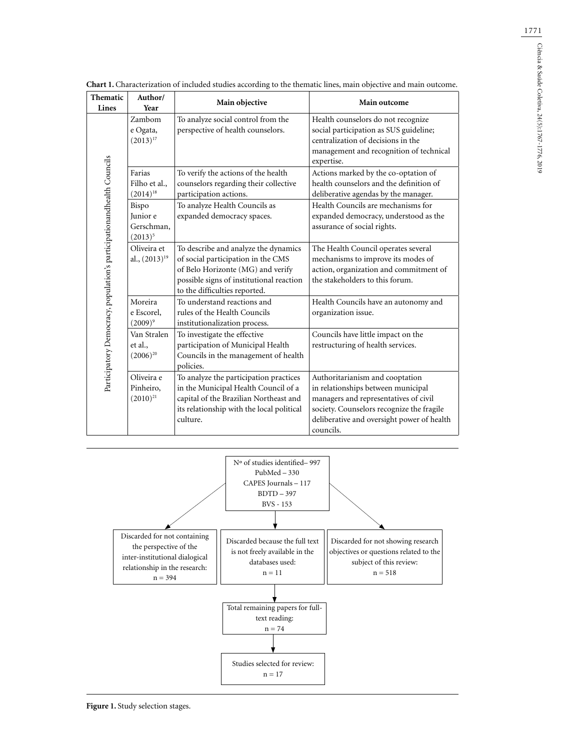**Chart 1.** Characterization of included studies according to the thematic lines, main objective and main outcome.

| Thematic Lines | Author/ Year | Main objective | Main outcome |
|---|---|---|---|
| Participatory Democracy, population's participationandhealth Councils | Zambom e Ogata, (2013)[17] | To analyze social control from the perspective of health counselors. | Health counselors do not recognize social participation as SUS guideline; centralization of decisions in the management and recognition of technical expertise. |
| | Farias Filho et al., (2014)[18] | To verify the actions of the health counselors regarding their collective participation actions. | Actions marked by the co-optation of health counselors and the definition of deliberative agendas by the manager. |
| | Bispo Junior e Gerschman, (2013)[5] | To analyze Health Councils as expanded democracy spaces. | Health Councils are mechanisms for expanded democracy, understood as the assurance of social rights. |
| | Oliveira et al., (2013)[19] | To describe and analyze the dynamics of social participation in the CMS of Belo Horizonte (MG) and verify possible signs of institutional reaction to the difficulties reported. | The Health Council operates several mechanisms to improve its modes of action, organization and commitment of the stakeholders to this forum. |
| | Moreira e Escorel, (2009)[9] | To understand reactions and rules of the Health Councils institutionalization process. | Health Councils have an autonomy and organization issue. |
| | Van Stralen et al., (2006)[20] | To investigate the effective participation of Municipal Health Councils in the management of health policies. | Councils have little impact on the restructuring of health services. |
| | Oliveira e Pinheiro, (2010)[21] | To analyze the participation practices in the Municipal Health Council of a capital of the Brazilian Northeast and its relationship with the local political culture. | Authoritarianism and cooptation in relationships between municipal managers and representatives of civil society. Counselors recognize the fragile deliberative and oversight power of health councils. |

Nº of studies identified– 997
PubMed – 330
CAPES Journals – 117
BDTD – 397
BVS - 153

Discarded for not containing the perspective of the inter-institutional dialogical relationship in the research: n = 394

Discarded because the full text is not freely available in the databases used: n = 11

Discarded for not showing research objectives or questions related to the subject of this review: n = 518

Total remaining papers for full-text reading: n = 74

Studies selected for review: n = 17

**Figure 1.** Study selection stages.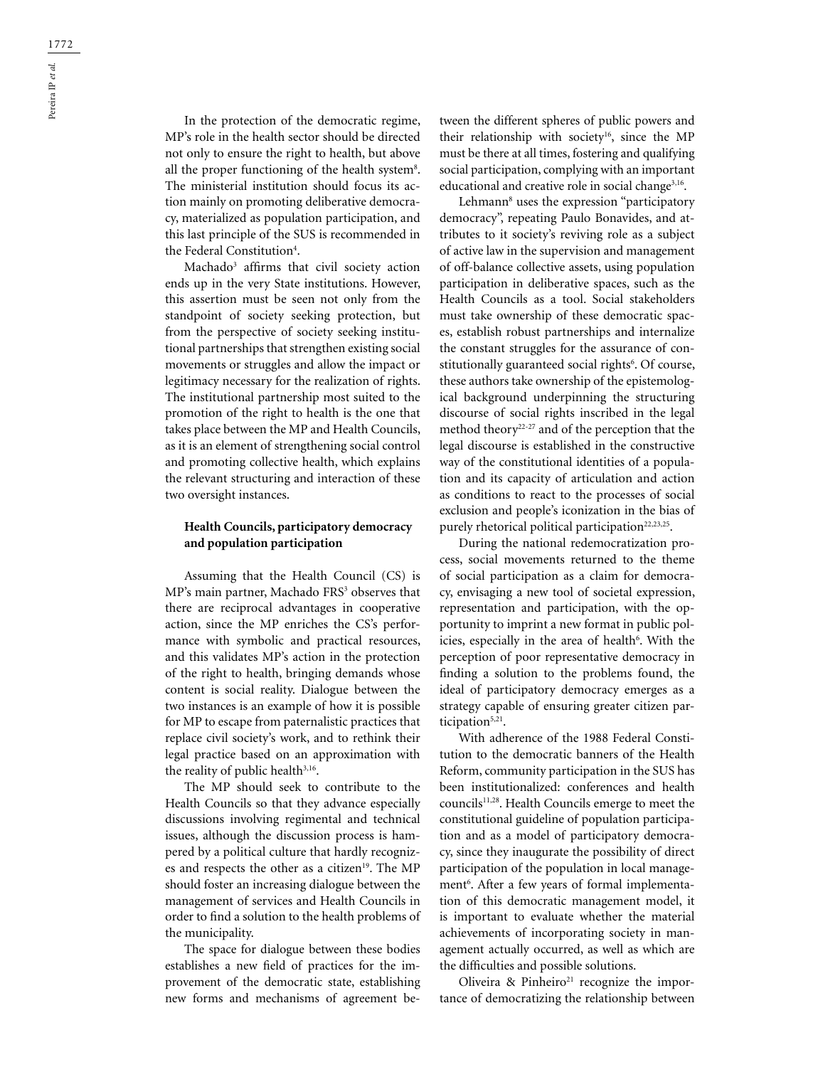In the protection of the democratic regime, MP's role in the health sector should be directed not only to ensure the right to health, but above all the proper functioning of the health system[8]. The ministerial institution should focus its action mainly on promoting deliberative democracy, materialized as population participation, and this last principle of the SUS is recommended in the Federal Constitution[4].

Machado[3] affirms that civil society action ends up in the very State institutions. However, this assertion must be seen not only from the standpoint of society seeking protection, but from the perspective of society seeking institutional partnerships that strengthen existing social movements or struggles and allow the impact or legitimacy necessary for the realization of rights. The institutional partnership most suited to the promotion of the right to health is the one that takes place between the MP and Health Councils, as it is an element of strengthening social control and promoting collective health, which explains the relevant structuring and interaction of these two oversight instances.

### Health Councils, participatory democracy and population participation

Assuming that the Health Council (CS) is MP's main partner, Machado FRS[3] observes that there are reciprocal advantages in cooperative action, since the MP enriches the CS's performance with symbolic and practical resources, and this validates MP's action in the protection of the right to health, bringing demands whose content is social reality. Dialogue between the two instances is an example of how it is possible for MP to escape from paternalistic practices that replace civil society's work, and to rethink their legal practice based on an approximation with the reality of public health[3,16].

The MP should seek to contribute to the Health Councils so that they advance especially discussions involving regimental and technical issues, although the discussion process is hampered by a political culture that hardly recognizes and respects the other as a citizen[19]. The MP should foster an increasing dialogue between the management of services and Health Councils in order to find a solution to the health problems of the municipality.

The space for dialogue between these bodies establishes a new field of practices for the improvement of the democratic state, establishing new forms and mechanisms of agreement between the different spheres of public powers and their relationship with society[16], since the MP must be there at all times, fostering and qualifying social participation, complying with an important educational and creative role in social change[3,16].

Lehmann[8] uses the expression "participatory democracy", repeating Paulo Bonavides, and attributes to it society's reviving role as a subject of active law in the supervision and management of off-balance collective assets, using population participation in deliberative spaces, such as the Health Councils as a tool. Social stakeholders must take ownership of these democratic spaces, establish robust partnerships and internalize the constant struggles for the assurance of constitutionally guaranteed social rights[6]. Of course, these authors take ownership of the epistemological background underpinning the structuring discourse of social rights inscribed in the legal method theory[22-27] and of the perception that the legal discourse is established in the constructive way of the constitutional identities of a population and its capacity of articulation and action as conditions to react to the processes of social exclusion and people's iconization in the bias of purely rhetorical political participation[22,23,25].

During the national redemocratization process, social movements returned to the theme of social participation as a claim for democracy, envisaging a new tool of societal expression, representation and participation, with the opportunity to imprint a new format in public policies, especially in the area of health[6]. With the perception of poor representative democracy in finding a solution to the problems found, the ideal of participatory democracy emerges as a strategy capable of ensuring greater citizen participation[5,21].

With adherence of the 1988 Federal Constitution to the democratic banners of the Health Reform, community participation in the SUS has been institutionalized: conferences and health councils[11,28]. Health Councils emerge to meet the constitutional guideline of population participation and as a model of participatory democracy, since they inaugurate the possibility of direct participation of the population in local management[6]. After a few years of formal implementation of this democratic management model, it is important to evaluate whether the material achievements of incorporating society in management actually occurred, as well as which are the difficulties and possible solutions.

Oliveira & Pinheiro[21] recognize the importance of democratizing the relationship between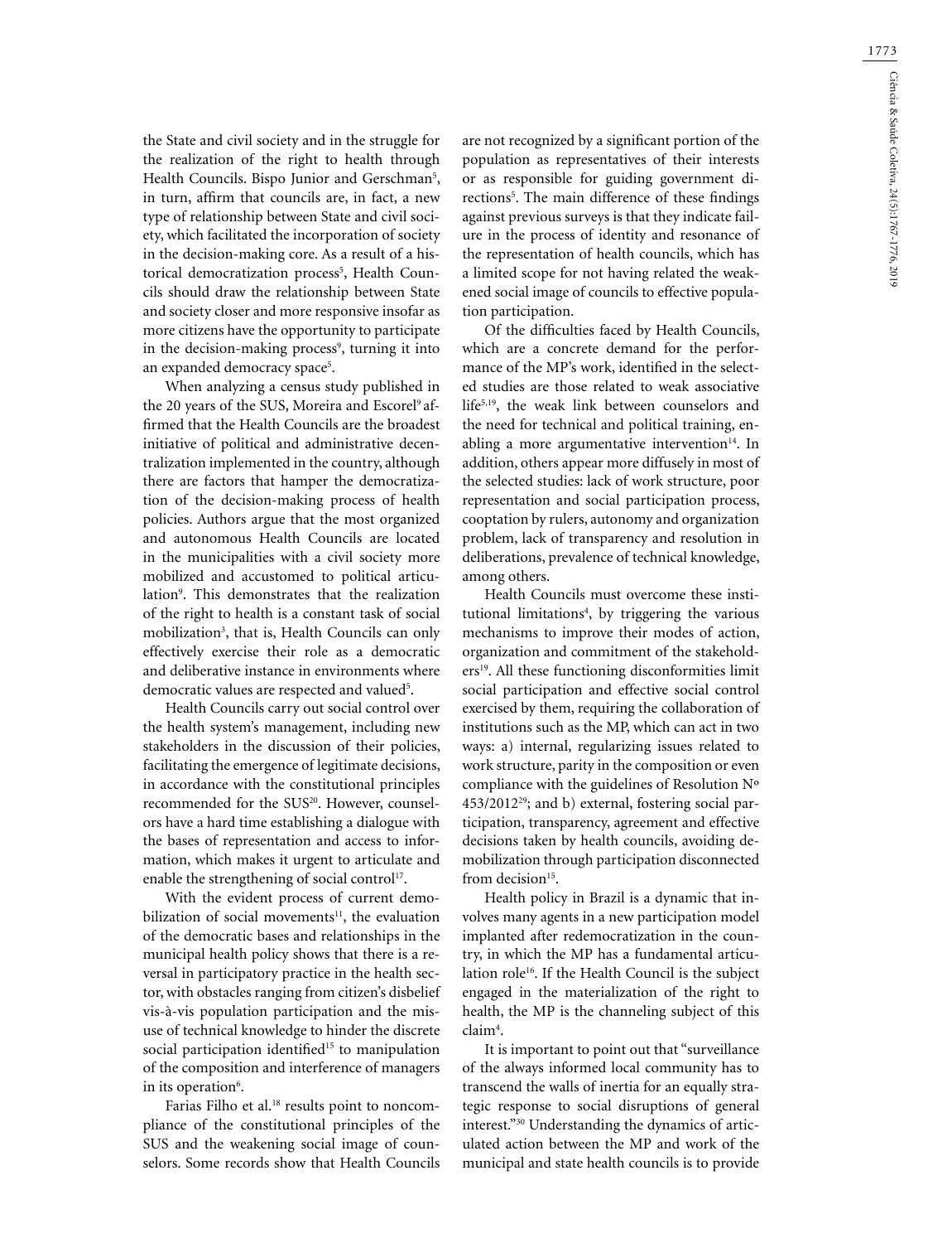the State and civil society and in the struggle for the realization of the right to health through Health Councils. Bispo Junior and Gerschman[5], in turn, affirm that councils are, in fact, a new type of relationship between State and civil society, which facilitated the incorporation of society in the decision-making core. As a result of a historical democratization process[5], Health Councils should draw the relationship between State and society closer and more responsive insofar as more citizens have the opportunity to participate in the decision-making process[9], turning it into an expanded democracy space[5].

When analyzing a census study published in the 20 years of the SUS, Moreira and Escorel[9] affirmed that the Health Councils are the broadest initiative of political and administrative decentralization implemented in the country, although there are factors that hamper the democratization of the decision-making process of health policies. Authors argue that the most organized and autonomous Health Councils are located in the municipalities with a civil society more mobilized and accustomed to political articulation[9]. This demonstrates that the realization of the right to health is a constant task of social mobilization[3], that is, Health Councils can only effectively exercise their role as a democratic and deliberative instance in environments where democratic values are respected and valued[5].

Health Councils carry out social control over the health system's management, including new stakeholders in the discussion of their policies, facilitating the emergence of legitimate decisions, in accordance with the constitutional principles recommended for the SUS[20]. However, counselors have a hard time establishing a dialogue with the bases of representation and access to information, which makes it urgent to articulate and enable the strengthening of social control[17].

With the evident process of current demobilization of social movements[11], the evaluation of the democratic bases and relationships in the municipal health policy shows that there is a reversal in participatory practice in the health sector, with obstacles ranging from citizen's disbelief vis-à-vis population participation and the misuse of technical knowledge to hinder the discrete social participation identified[15] to manipulation of the composition and interference of managers in its operation[6].

Farias Filho et al.[18] results point to noncompliance of the constitutional principles of the SUS and the weakening social image of counselors. Some records show that Health Councils are not recognized by a significant portion of the population as representatives of their interests or as responsible for guiding government directions[5]. The main difference of these findings against previous surveys is that they indicate failure in the process of identity and resonance of the representation of health councils, which has a limited scope for not having related the weakened social image of councils to effective population participation.

Of the difficulties faced by Health Councils, which are a concrete demand for the performance of the MP's work, identified in the selected studies are those related to weak associative life[5,19], the weak link between counselors and the need for technical and political training, enabling a more argumentative intervention[14]. In addition, others appear more diffusely in most of the selected studies: lack of work structure, poor representation and social participation process, cooptation by rulers, autonomy and organization problem, lack of transparency and resolution in deliberations, prevalence of technical knowledge, among others.

Health Councils must overcome these institutional limitations[4], by triggering the various mechanisms to improve their modes of action, organization and commitment of the stakeholders[19]. All these functioning disconformities limit social participation and effective social control exercised by them, requiring the collaboration of institutions such as the MP, which can act in two ways: a) internal, regularizing issues related to work structure, parity in the composition or even compliance with the guidelines of Resolution Nº 453/2012[29]; and b) external, fostering social participation, transparency, agreement and effective decisions taken by health councils, avoiding demobilization through participation disconnected from decision[15].

Health policy in Brazil is a dynamic that involves many agents in a new participation model implanted after redemocratization in the country, in which the MP has a fundamental articulation role[16]. If the Health Council is the subject engaged in the materialization of the right to health, the MP is the channeling subject of this claim[4].

It is important to point out that "surveillance of the always informed local community has to transcend the walls of inertia for an equally strategic response to social disruptions of general interest."[30] Understanding the dynamics of articulated action between the MP and work of the municipal and state health councils is to provide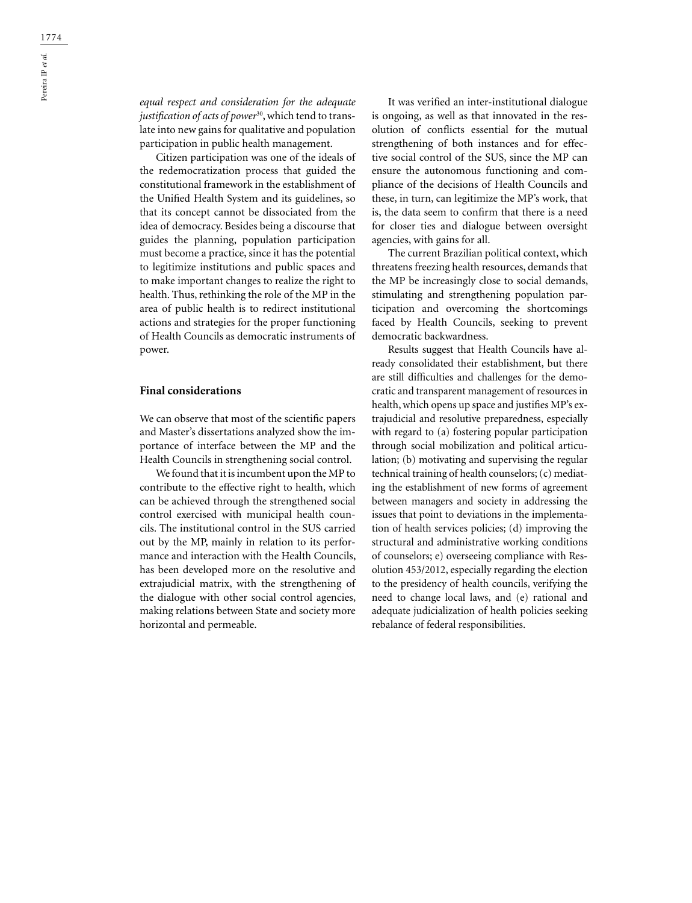*equal respect and consideration for the adequate justification of acts of power*[30], which tend to translate into new gains for qualitative and population participation in public health management.

Citizen participation was one of the ideals of the redemocratization process that guided the constitutional framework in the establishment of the Unified Health System and its guidelines, so that its concept cannot be dissociated from the idea of democracy. Besides being a discourse that guides the planning, population participation must become a practice, since it has the potential to legitimize institutions and public spaces and to make important changes to realize the right to health. Thus, rethinking the role of the MP in the area of public health is to redirect institutional actions and strategies for the proper functioning of Health Councils as democratic instruments of power.

## Final considerations

We can observe that most of the scientific papers and Master's dissertations analyzed show the importance of interface between the MP and the Health Councils in strengthening social control.

We found that it is incumbent upon the MP to contribute to the effective right to health, which can be achieved through the strengthened social control exercised with municipal health councils. The institutional control in the SUS carried out by the MP, mainly in relation to its performance and interaction with the Health Councils, has been developed more on the resolutive and extrajudicial matrix, with the strengthening of the dialogue with other social control agencies, making relations between State and society more horizontal and permeable.

It was verified an inter-institutional dialogue is ongoing, as well as that innovated in the resolution of conflicts essential for the mutual strengthening of both instances and for effective social control of the SUS, since the MP can ensure the autonomous functioning and compliance of the decisions of Health Councils and these, in turn, can legitimize the MP's work, that is, the data seem to confirm that there is a need for closer ties and dialogue between oversight agencies, with gains for all.

The current Brazilian political context, which threatens freezing health resources, demands that the MP be increasingly close to social demands, stimulating and strengthening population participation and overcoming the shortcomings faced by Health Councils, seeking to prevent democratic backwardness.

Results suggest that Health Councils have already consolidated their establishment, but there are still difficulties and challenges for the democratic and transparent management of resources in health, which opens up space and justifies MP's extrajudicial and resolutive preparedness, especially with regard to (a) fostering popular participation through social mobilization and political articulation; (b) motivating and supervising the regular technical training of health counselors; (c) mediating the establishment of new forms of agreement between managers and society in addressing the issues that point to deviations in the implementation of health services policies; (d) improving the structural and administrative working conditions of counselors; e) overseeing compliance with Resolution 453/2012, especially regarding the election to the presidency of health councils, verifying the need to change local laws, and (e) rational and adequate judicialization of health policies seeking rebalance of federal responsibilities.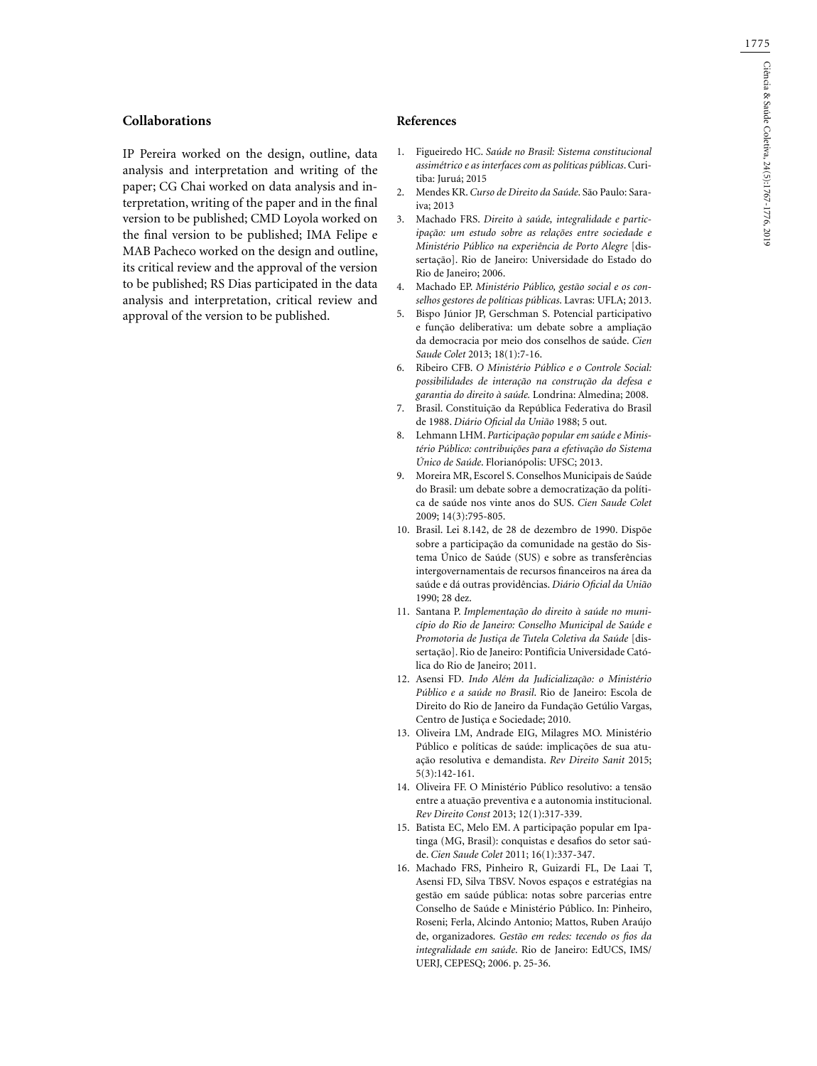## Collaborations

IP Pereira worked on the design, outline, data analysis and interpretation and writing of the paper; CG Chai worked on data analysis and interpretation, writing of the paper and in the final version to be published; CMD Loyola worked on the final version to be published; IMA Felipe e MAB Pacheco worked on the design and outline, its critical review and the approval of the version to be published; RS Dias participated in the data analysis and interpretation, critical review and approval of the version to be published.

## References

1. Figueiredo HC. *Saúde no Brasil: Sistema constitucional assimétrico e as interfaces com as políticas públicas*. Curitiba: Juruá; 2015
2. Mendes KR. *Curso de Direito da Saúde*. São Paulo: Saraiva; 2013
3. Machado FRS. *Direito à saúde, integralidade e participação: um estudo sobre as relações entre sociedade e Ministério Público na experiência de Porto Alegre* [dissertação]. Rio de Janeiro: Universidade do Estado do Rio de Janeiro; 2006.
4. Machado EP. *Ministério Público, gestão social e os conselhos gestores de políticas públicas*. Lavras: UFLA; 2013.
5. Bispo Júnior JP, Gerschman S. Potencial participativo e função deliberativa: um debate sobre a ampliação da democracia por meio dos conselhos de saúde. *Cien Saude Colet* 2013; 18(1):7-16.
6. Ribeiro CFB. *O Ministério Público e o Controle Social: possibilidades de interação na construção da defesa e garantia do direito à saúde.* Londrina: Almedina; 2008.
7. Brasil. Constituição da República Federativa do Brasil de 1988. *Diário Oficial da União* 1988; 5 out.
8. Lehmann LHM. *Participação popular em saúde e Ministério Público: contribuições para a efetivação do Sistema Único de Saúde*. Florianópolis: UFSC; 2013.
9. Moreira MR, Escorel S. Conselhos Municipais de Saúde do Brasil: um debate sobre a democratização da política de saúde nos vinte anos do SUS. *Cien Saude Colet* 2009; 14(3):795-805.
10. Brasil. Lei 8.142, de 28 de dezembro de 1990. Dispõe sobre a participação da comunidade na gestão do Sistema Único de Saúde (SUS) e sobre as transferências intergovernamentais de recursos financeiros na área da saúde e dá outras providências. *Diário Oficial da União* 1990; 28 dez.
11. Santana P. *Implementação do direito à saúde no município do Rio de Janeiro: Conselho Municipal de Saúde e Promotoria de Justiça de Tutela Coletiva da Saúde* [dissertação]. Rio de Janeiro: Pontifícia Universidade Católica do Rio de Janeiro; 2011.
12. Asensi FD. *Indo Além da Judicialização: o Ministério Público e a saúde no Brasil*. Rio de Janeiro: Escola de Direito do Rio de Janeiro da Fundação Getúlio Vargas, Centro de Justiça e Sociedade; 2010.
13. Oliveira LM, Andrade EIG, Milagres MO. Ministério Público e políticas de saúde: implicações de sua atuação resolutiva e demandista. *Rev Direito Sanit* 2015; 5(3):142-161.
14. Oliveira FF. O Ministério Público resolutivo: a tensão entre a atuação preventiva e a autonomia institucional. *Rev Direito Const* 2013; 12(1):317-339.
15. Batista EC, Melo EM. A participação popular em Ipatinga (MG, Brasil): conquistas e desafios do setor saúde. *Cien Saude Colet* 2011; 16(1):337-347.
16. Machado FRS, Pinheiro R, Guizardi FL, De Laai T, Asensi FD, Silva TBSV. Novos espaços e estratégias na gestão em saúde pública: notas sobre parcerias entre Conselho de Saúde e Ministério Público. In: Pinheiro, Roseni; Ferla, Alcindo Antonio; Mattos, Ruben Araújo de, organizadores. *Gestão em redes: tecendo os fios da integralidade em saúde*. Rio de Janeiro: EdUCS, IMS/UERJ, CEPESQ; 2006. p. 25-36.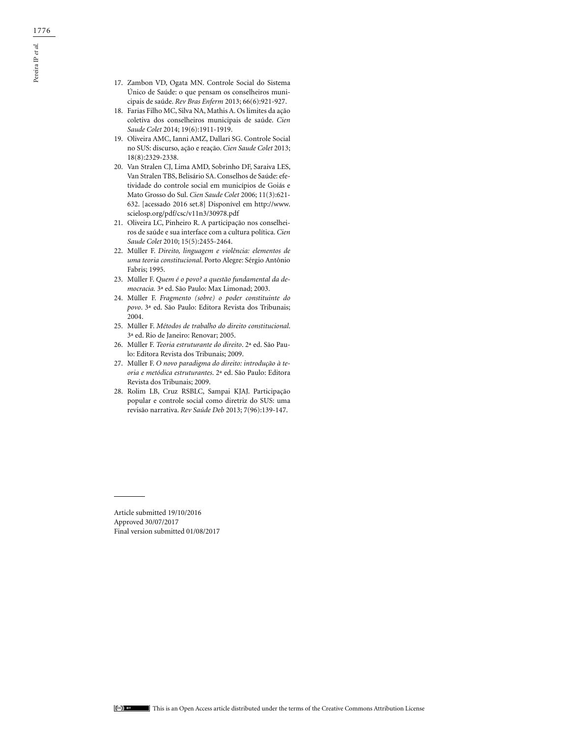17. Zambon VD, Ogata MN. Controle Social do Sistema Único de Saúde: o que pensam os conselheiros municipais de saúde. *Rev Bras Enferm* 2013; 66(6):921-927.
18. Farias Filho MC, Silva NA, Mathis A. Os limites da ação coletiva dos conselheiros municipais de saúde. *Cien Saude Colet* 2014; 19(6):1911-1919.
19. Oliveira AMC, Ianni AMZ, Dallari SG. Controle Social no SUS: discurso, ação e reação. *Cien Saude Colet* 2013; 18(8):2329-2338.
20. Van Stralen CJ, Lima AMD, Sobrinho DF, Saraiva LES, Van Stralen TBS, Belisário SA. Conselhos de Saúde: efetividade do controle social em municípios de Goiás e Mato Grosso do Sul. *Cien Saude Colet* 2006; 11(3):621-632. [acessado 2016 set.8] Disponível em http://www.scielosp.org/pdf/csc/v11n3/30978.pdf
21. Oliveira LC, Pinheiro R. A participação nos conselheiros de saúde e sua interface com a cultura política. *Cien Saude Colet* 2010; 15(5):2455-2464.
22. Müller F. *Direito, linguagem e violência: elementos de uma teoria constitucional*. Porto Alegre: Sérgio Antônio Fabris; 1995.
23. Müller F. *Quem é o povo? a questão fundamental da democracia.* 3ª ed. São Paulo: Max Limonad; 2003.
24. Müller F. *Fragmento (sobre) o poder constituinte do povo*. 3ª ed. São Paulo: Editora Revista dos Tribunais; 2004.
25. Müller F. *Métodos de trabalho do direito constitucional*. 3ª ed. Rio de Janeiro: Renovar; 2005.
26. Müller F. *Teoria estruturante do direito*. 2ª ed. São Paulo: Editora Revista dos Tribunais; 2009.
27. Müller F. *O novo paradigma do direito: introdução à teoria e metódica estruturantes.* 2ª ed. São Paulo: Editora Revista dos Tribunais; 2009.
28. Rolim LB, Cruz RSBLC, Sampai KJAJ. Participação popular e controle social como diretriz do SUS: uma revisão narrativa. *Rev Saúde Deb* 2013; 7(96):139-147.

Article submitted 19/10/2016
Approved 30/07/2017
Final version submitted 01/08/2017

This is an Open Access article distributed under the terms of the Creative Commons Attribution License